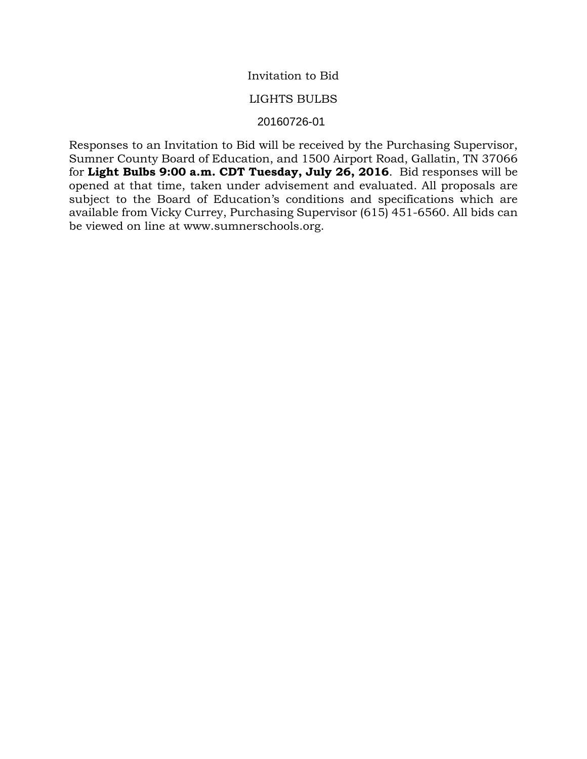# Invitation to Bid

## LIGHTS BULBS

20160726-01

Responses to an Invitation to Bid will be received by the Purchasing Supervisor, Sumner County Board of Education, and 1500 Airport Road, Gallatin, TN 37066 for **Light Bulbs 9:00 a.m. CDT Tuesday, July 26, 2016**. Bid responses will be opened at that time, taken under advisement and evaluated. All proposals are subject to the Board of Education's conditions and specifications which are available from Vicky Currey, Purchasing Supervisor (615) 451-6560. All bids can be viewed on line at www.sumnerschools.org.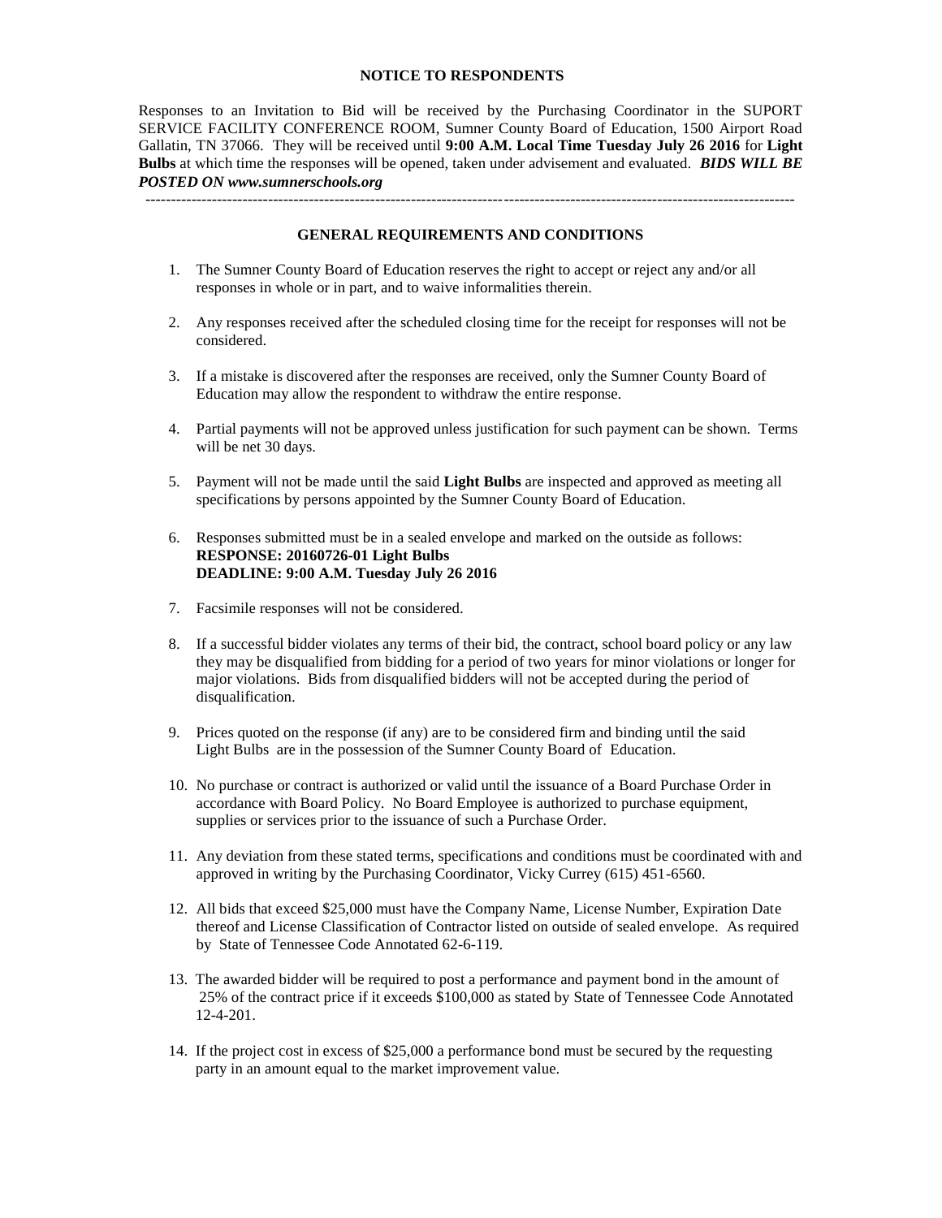**NOTICE TO RESPONDENTS**

Responses to an Invitation to Bid will be received by the Purchasing Coordinator in the SUPORT SERVICE FACILITY CONFERENCE ROOM, Sumner County Board of Education, 1500 Airport Road Gallatin, TN 37066. They will be received until **9:00 A.M. Local Time Tuesday July 26 2016** for **Light Bulbs** at which time the responses will be opened, taken under advisement and evaluated. ***BIDS WILL BE POSTED ON www.sumnerschools.org***

---

**GENERAL REQUIREMENTS AND CONDITIONS**

1. The Sumner County Board of Education reserves the right to accept or reject any and/or all responses in whole or in part, and to waive informalities therein.

2. Any responses received after the scheduled closing time for the receipt for responses will not be considered.

3. If a mistake is discovered after the responses are received, only the Sumner County Board of Education may allow the respondent to withdraw the entire response.

4. Partial payments will not be approved unless justification for such payment can be shown. Terms will be net 30 days.

5. Payment will not be made until the said **Light Bulbs** are inspected and approved as meeting all specifications by persons appointed by the Sumner County Board of Education.

6. Responses submitted must be in a sealed envelope and marked on the outside as follows:
   **RESPONSE: 20160726-01 Light Bulbs**
   **DEADLINE: 9:00 A.M. Tuesday July 26 2016**

7. Facsimile responses will not be considered.

8. If a successful bidder violates any terms of their bid, the contract, school board policy or any law they may be disqualified from bidding for a period of two years for minor violations or longer for major violations. Bids from disqualified bidders will not be accepted during the period of disqualification.

9. Prices quoted on the response (if any) are to be considered firm and binding until the said Light Bulbs are in the possession of the Sumner County Board of Education.

10. No purchase or contract is authorized or valid until the issuance of a Board Purchase Order in accordance with Board Policy. No Board Employee is authorized to purchase equipment, supplies or services prior to the issuance of such a Purchase Order.

11. Any deviation from these stated terms, specifications and conditions must be coordinated with and approved in writing by the Purchasing Coordinator, Vicky Currey (615) 451-6560.

12. All bids that exceed $25,000 must have the Company Name, License Number, Expiration Date thereof and License Classification of Contractor listed on outside of sealed envelope. As required by State of Tennessee Code Annotated 62-6-119.

13. The awarded bidder will be required to post a performance and payment bond in the amount of 25% of the contract price if it exceeds $100,000 as stated by State of Tennessee Code Annotated 12-4-201.

14. If the project cost in excess of $25,000 a performance bond must be secured by the requesting party in an amount equal to the market improvement value.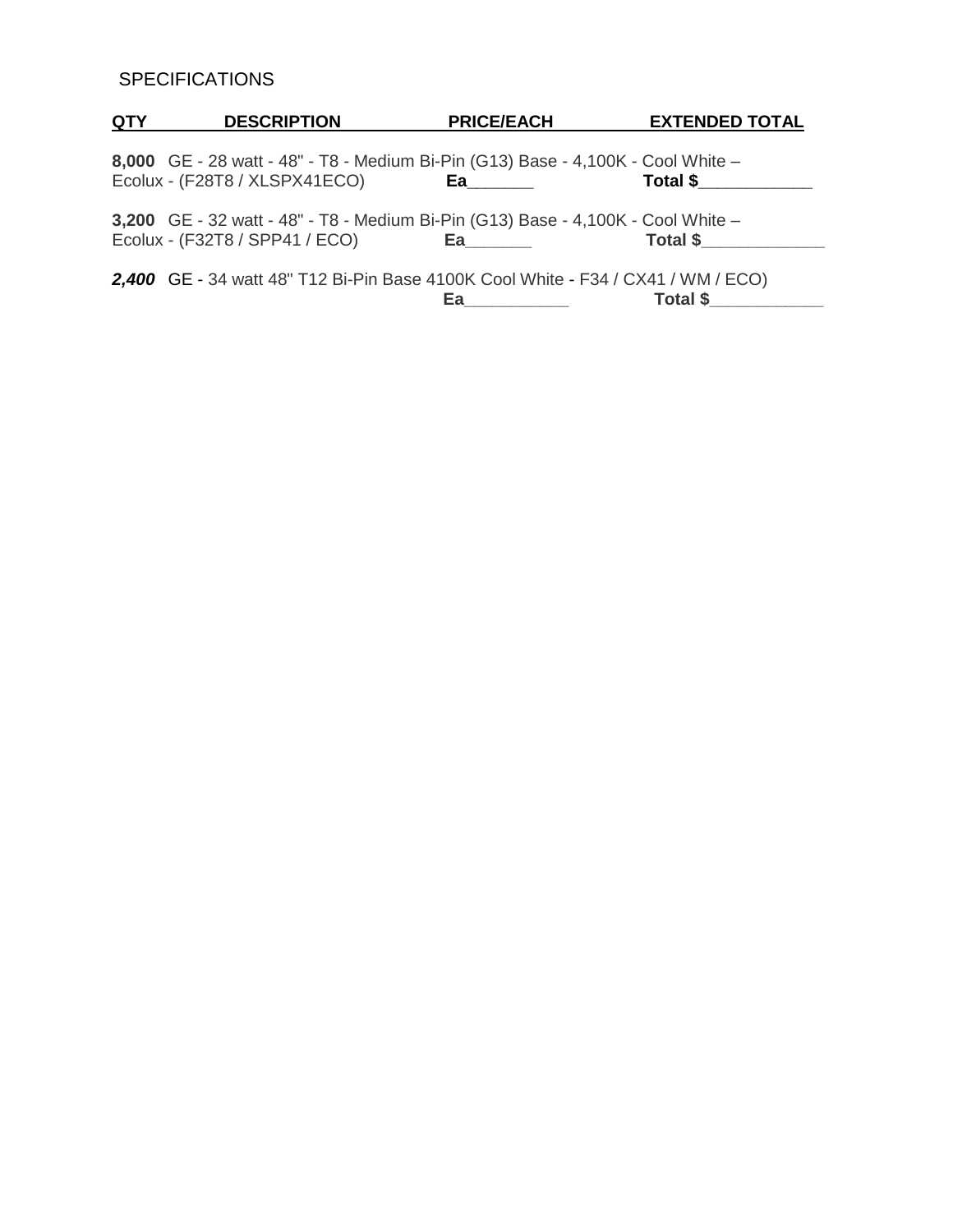SPECIFICATIONS

| QTY | DESCRIPTION | PRICE/EACH | EXTENDED TOTAL |
|---|---|---|---|
| **8,000** | GE - 28 watt - 48" - T8 - Medium Bi-Pin (G13) Base - 4,100K - Cool White – Ecolux - (F28T8 / XLSPX41ECO) | **Ea**_______ | **Total $**____________ |
| **3,200** | GE - 32 watt - 48" - T8 - Medium Bi-Pin (G13) Base - 4,100K - Cool White – Ecolux - (F32T8 / SPP41 / ECO) | **Ea**_______ | **Total $**_____________ |
| ***2,400*** | GE - 34 watt 48" T12 Bi-Pin Base 4100K Cool White - F34 / CX41 / WM / ECO) | **Ea**___________ | **Total $**____________ |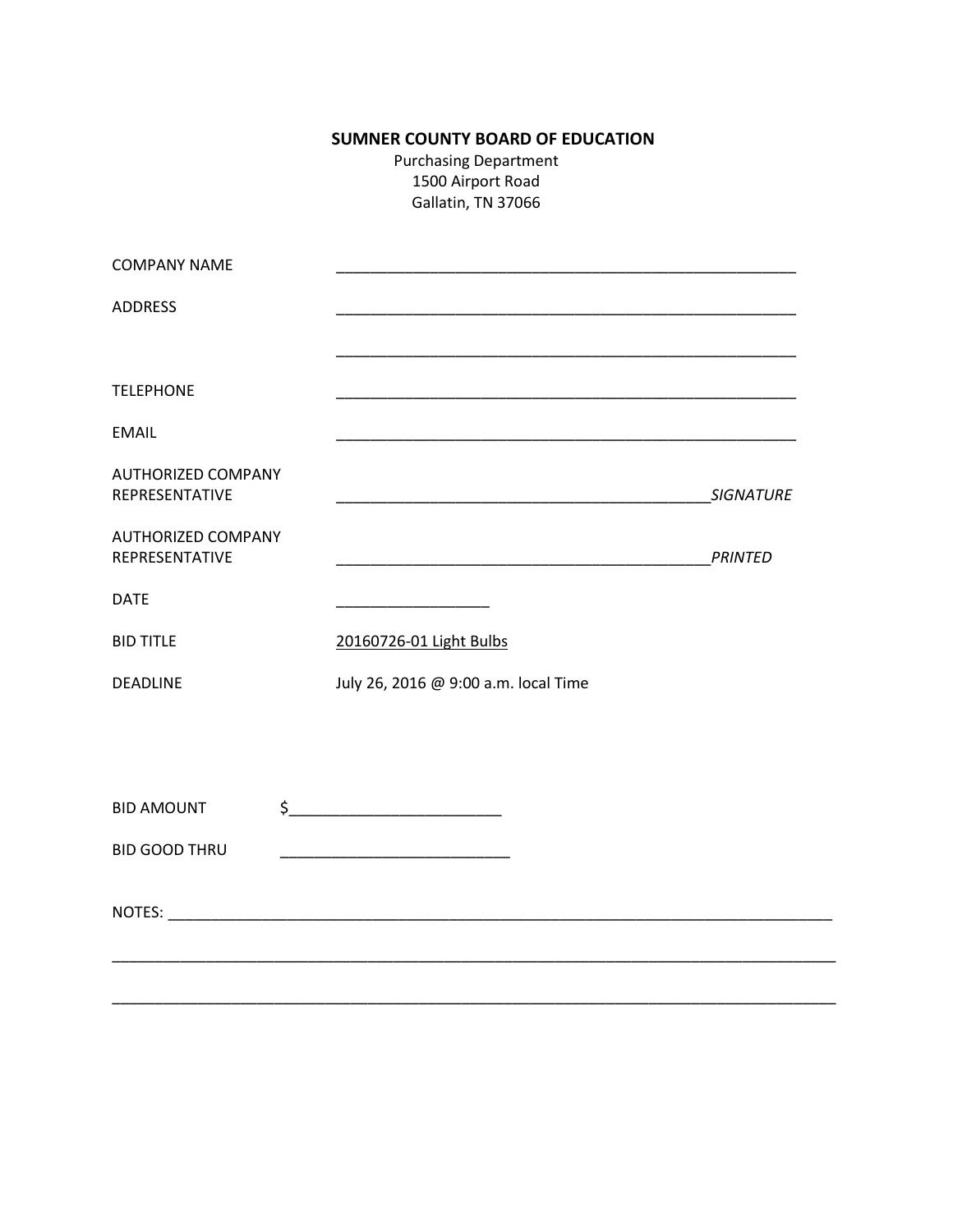**SUMNER COUNTY BOARD OF EDUCATION**

Purchasing Department
1500 Airport Road
Gallatin, TN 37066

COMPANY NAME ________________________________________________________

ADDRESS ________________________________________________________

________________________________________________________

TELEPHONE ________________________________________________________

EMAIL ________________________________________________________

AUTHORIZED COMPANY REPRESENTATIVE ____________________________________________*SIGNATURE*

AUTHORIZED COMPANY REPRESENTATIVE ____________________________________________*PRINTED*

DATE __________________

BID TITLE <u>20160726-01 Light Bulbs</u>

DEADLINE July 26, 2016 @ 9:00 a.m. local Time

BID AMOUNT $________________________

BID GOOD THRU __________________________

NOTES: ______________________________________________________________________________

______________________________________________________________________________________

______________________________________________________________________________________